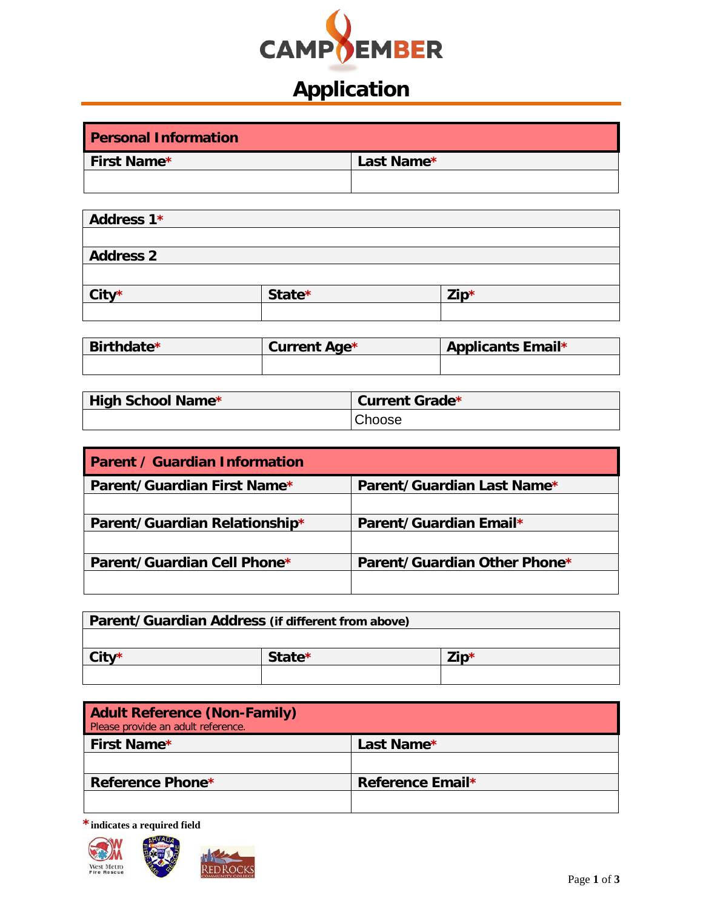# CAMP EMBER

# Application

## Personal Information

| First Name* | Last Name* |
|---|---|
| | |

| Address 1* | | |
|---|---|---|
| | | |
| **Address 2** | | |
| | | |
| **City*** | **State*** | **Zip*** |
| | | |

| Birthdate* | Current Age* | Applicants Email* |
|---|---|---|
| | | |

| High School Name* | Current Grade* |
|---|---|
| | Choose |

## Parent / Guardian Information

| Parent/Guardian First Name* | Parent/Guardian Last Name* |
|---|---|
| | |
| **Parent/Guardian Relationship*** | **Parent/Guardian Email*** |
| | |
| **Parent/Guardian Cell Phone*** | **Parent/Guardian Other Phone*** |
| | |

| Parent/Guardian Address (if different from above) | | |
|---|---|---|
| | | |
| **City*** | **State*** | **Zip*** |
| | | |

## Adult Reference (Non-Family)

Please provide an adult reference.

| First Name* | Last Name* |
|---|---|
| | |
| **Reference Phone*** | **Reference Email*** |
| | |

**\* indicates a required field**

West Metro Fire Rescue | Arvada Fire | Red Rocks Community College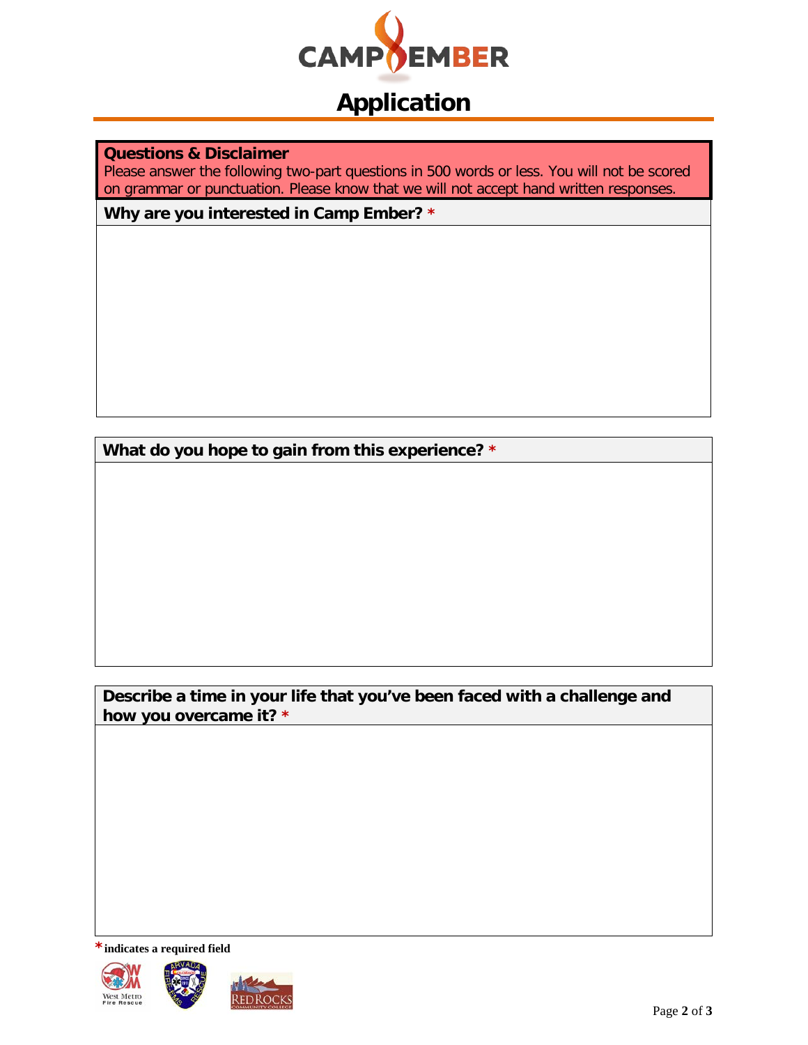# Application

**Questions & Disclaimer**

Please answer the following two-part questions in 500 words or less. You will not be scored on grammar or punctuation. Please know that we will not accept hand written responses.

**Why are you interested in Camp Ember? ***

**What do you hope to gain from this experience? ***

**Describe a time in your life that you've been faced with a challenge and how you overcame it? ***

***** **indicates a required field**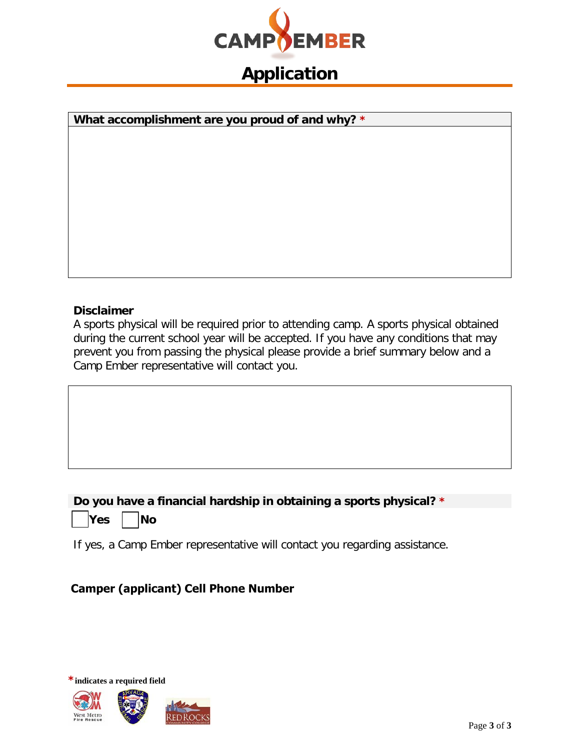# CAMP EMBER

## Application

**What accomplishment are you proud of and why? ***

**Disclaimer**

A sports physical will be required prior to attending camp. A sports physical obtained during the current school year will be accepted. If you have any conditions that may prevent you from passing the physical please provide a brief summary below and a Camp Ember representative will contact you.

**Do you have a financial hardship in obtaining a sports physical? ***

☐ **Yes** ☐ **No**

If yes, a Camp Ember representative will contact you regarding assistance.

**Camper (applicant) Cell Phone Number**

*** indicates a required field**